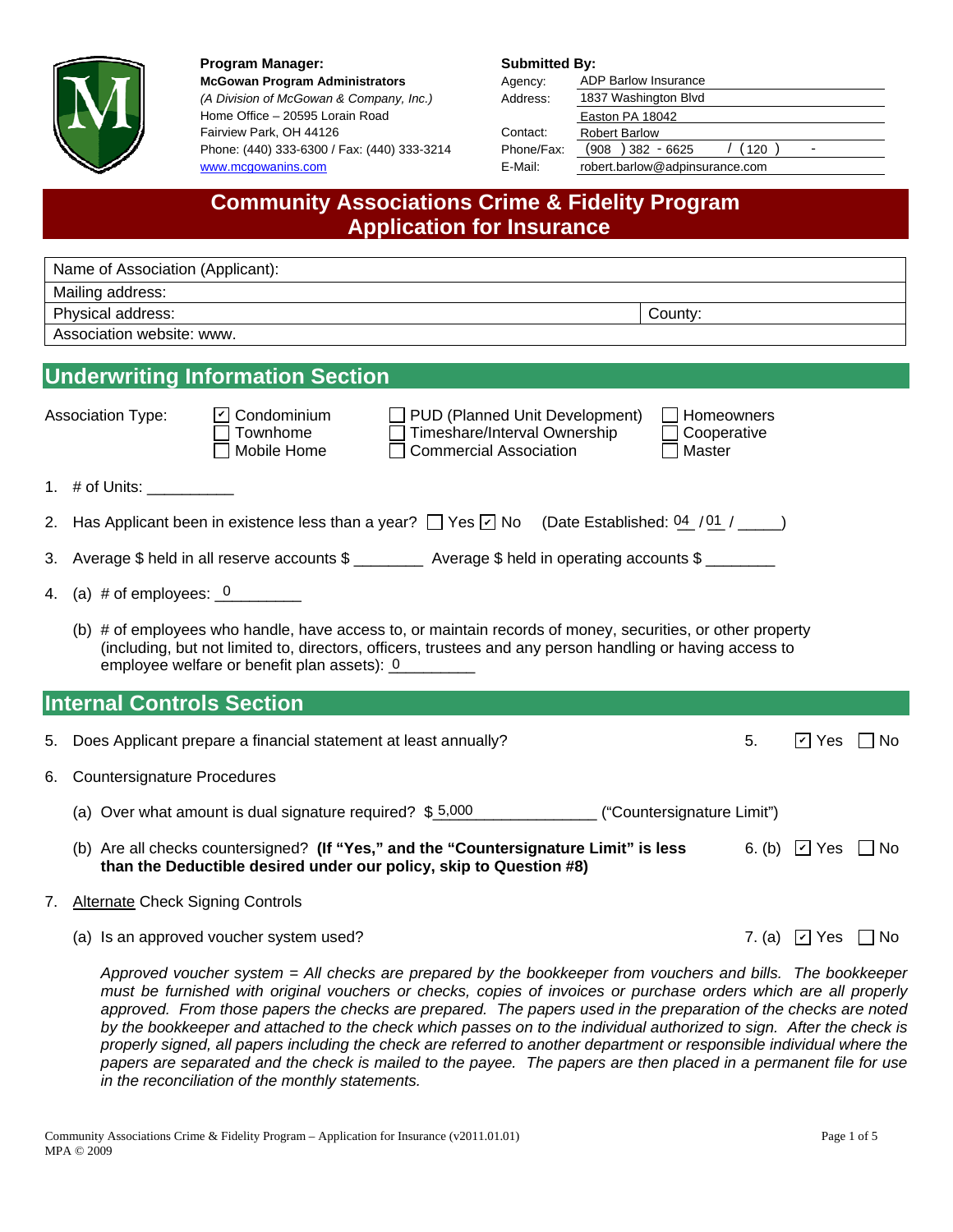**Program Manager:**
**McGowan Program Administrators**
*(A Division of McGowan & Company, Inc.)*
Home Office – 20595 Lorain Road
Fairview Park, OH 44126
Phone: (440) 333-6300 / Fax: (440) 333-3214
www.mcgowanins.com

**Submitted By:**

| | |
|---|---|
| Agency: | ADP Barlow Insurance |
| Address: | 1837 Washington Blvd |
| | Easton PA 18042 |
| Contact: | Robert Barlow |
| Phone/Fax: | (908 ) 382 - 6625 / (120 ) - |
| E-Mail: | robert.barlow@adpinsurance.com |

# Community Associations Crime & Fidelity Program
# Application for Insurance

| | |
|---|---|
| Name of Association (Applicant): | |
| Mailing address: | |
| Physical address: | County: |
| Association website: www. | |

## Underwriting Information Section

Association Type: ☑ Condominium ☐ Townhome ☐ Mobile Home ☐ PUD (Planned Unit Development) ☐ Timeshare/Interval Ownership ☐ Commercial Association ☐ Homeowners ☐ Cooperative ☐ Master

1. # of Units: __________

2. Has Applicant been in existence less than a year? ☐ Yes ☑ No (Date Established: 04 / 01 / _____)

3. Average $ held in all reserve accounts $ ________ Average $ held in operating accounts $ ________

4. (a) # of employees: 0

   (b) # of employees who handle, have access to, or maintain records of money, securities, or other property (including, but not limited to, directors, officers, trustees and any person handling or having access to employee welfare or benefit plan assets): 0

## Internal Controls Section

5. Does Applicant prepare a financial statement at least annually? 5. ☑ Yes ☐ No

6. Countersignature Procedures

   (a) Over what amount is dual signature required? $ 5,000 ("Countersignature Limit")

   (b) Are all checks countersigned? **(If "Yes," and the "Countersignature Limit" is less than the Deductible desired under our policy, skip to Question #8)** 6. (b) ☑ Yes ☐ No

7. Alternate Check Signing Controls

   (a) Is an approved voucher system used? 7. (a) ☑ Yes ☐ No

   *Approved voucher system = All checks are prepared by the bookkeeper from vouchers and bills. The bookkeeper must be furnished with original vouchers or checks, copies of invoices or purchase orders which are all properly approved. From those papers the checks are prepared. The papers used in the preparation of the checks are noted by the bookkeeper and attached to the check which passes on to the individual authorized to sign. After the check is properly signed, all papers including the check are referred to another department or responsible individual where the papers are separated and the check is mailed to the payee. The papers are then placed in a permanent file for use in the reconciliation of the monthly statements.*

Community Associations Crime & Fidelity Program – Application for Insurance (v2011.01.01)
MPA © 2009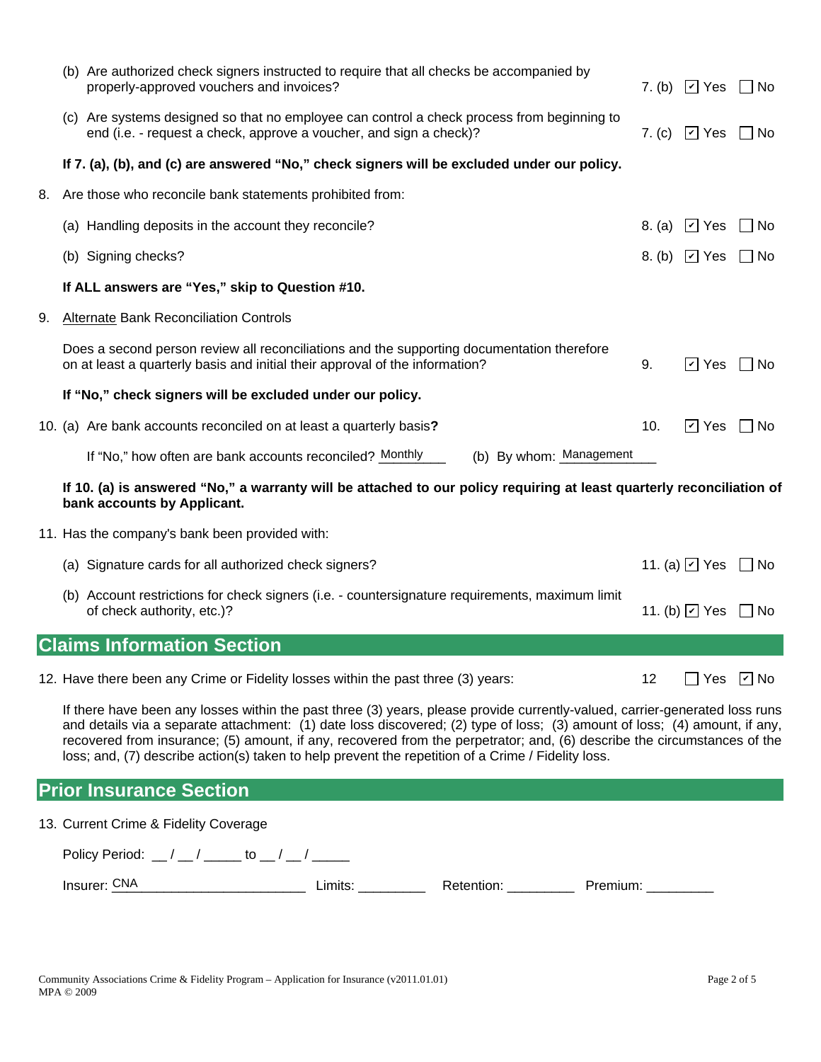(b) Are authorized check signers instructed to require that all checks be accompanied by properly-approved vouchers and invoices? 7. (b) ☑ Yes ☐ No

(c) Are systems designed so that no employee can control a check process from beginning to end (i.e. - request a check, approve a voucher, and sign a check)? 7. (c) ☑ Yes ☐ No

**If 7. (a), (b), and (c) are answered "No," check signers will be excluded under our policy.**

8. Are those who reconcile bank statements prohibited from:

(a) Handling deposits in the account they reconcile? 8. (a) ☑ Yes ☐ No

(b) Signing checks? 8. (b) ☑ Yes ☐ No

**If ALL answers are "Yes," skip to Question #10.**

9. Alternate Bank Reconciliation Controls

Does a second person review all reconciliations and the supporting documentation therefore on at least a quarterly basis and initial their approval of the information? 9. ☑ Yes ☐ No

**If "No," check signers will be excluded under our policy.**

10. (a) Are bank accounts reconciled on at least a quarterly basis**?** 10. ☑ Yes ☐ No

If "No," how often are bank accounts reconciled? Monthly (b) By whom: Management

**If 10. (a) is answered "No," a warranty will be attached to our policy requiring at least quarterly reconciliation of bank accounts by Applicant.**

11. Has the company's bank been provided with:

(a) Signature cards for all authorized check signers? 11. (a) ☑ Yes ☐ No

(b) Account restrictions for check signers (i.e. - countersignature requirements, maximum limit of check authority, etc.)? 11. (b) ☑ Yes ☐ No

## Claims Information Section

12. Have there been any Crime or Fidelity losses within the past three (3) years: 12 ☐ Yes ☑ No

If there have been any losses within the past three (3) years, please provide currently-valued, carrier-generated loss runs and details via a separate attachment: (1) date loss discovered; (2) type of loss; (3) amount of loss; (4) amount, if any, recovered from insurance; (5) amount, if any, recovered from the perpetrator; and, (6) describe the circumstances of the loss; and, (7) describe action(s) taken to help prevent the repetition of a Crime / Fidelity loss.

## Prior Insurance Section

13. Current Crime & Fidelity Coverage

Policy Period: __ / __ / _____ to __ / __ / _____

Insurer: CNA Limits: _________ Retention: _________ Premium: _________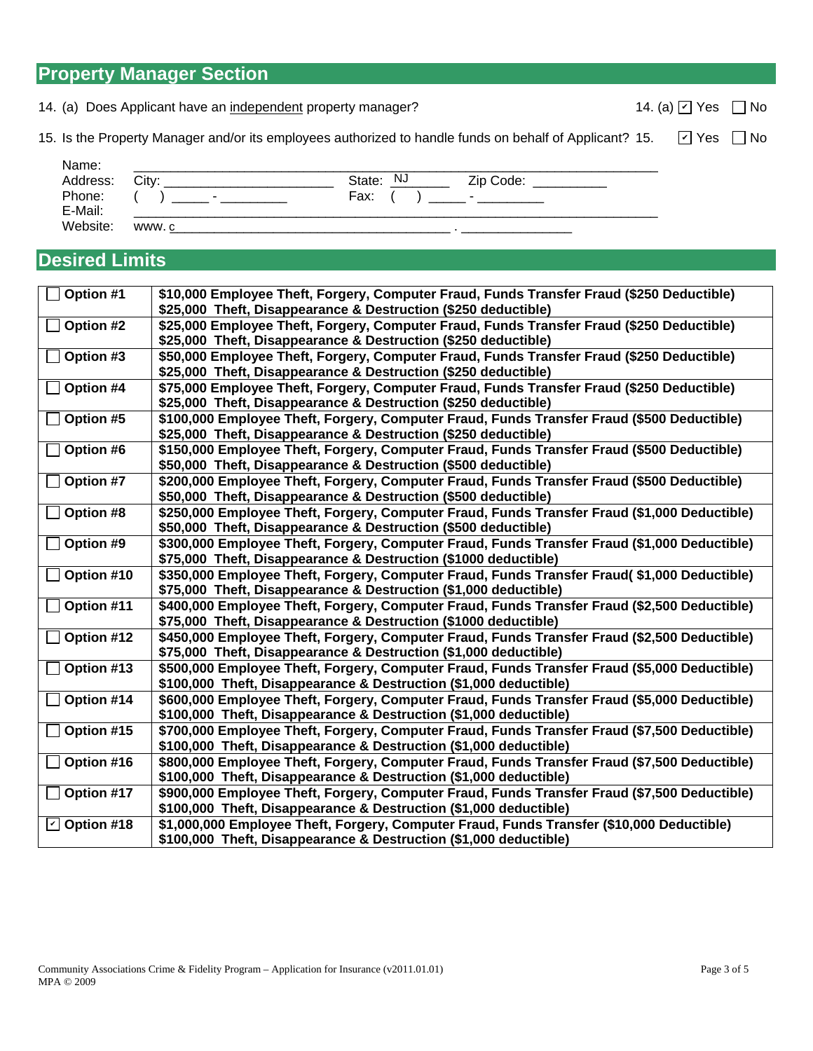## Property Manager Section

14. (a) Does Applicant have an <u>independent</u> property manager? 14. (a) ☑ Yes ☐ No

15. Is the Property Manager and/or its employees authorized to handle funds on behalf of Applicant? 15. ☑ Yes ☐ No

Name: ____________________________________________

Address: City: ______________________ State: NJ ______ Zip Code: __________

Phone: ( ) _____ - _________ Fax: ( ) _____ - _________

E-Mail: ____________________________________________

Website: www. c_________________________________ . _______________

## Desired Limits

| Option | Limits |
|---|---|
| ☐ Option #1 | **$10,000 Employee Theft, Forgery, Computer Fraud, Funds Transfer Fraud ($250 Deductible)**<br>**$25,000 Theft, Disappearance & Destruction ($250 deductible)** |
| ☐ Option #2 | **$25,000 Employee Theft, Forgery, Computer Fraud, Funds Transfer Fraud ($250 Deductible)**<br>**$25,000 Theft, Disappearance & Destruction ($250 deductible)** |
| ☐ Option #3 | **$50,000 Employee Theft, Forgery, Computer Fraud, Funds Transfer Fraud ($250 Deductible)**<br>**$25,000 Theft, Disappearance & Destruction ($250 deductible)** |
| ☐ Option #4 | **$75,000 Employee Theft, Forgery, Computer Fraud, Funds Transfer Fraud ($250 Deductible)**<br>**$25,000 Theft, Disappearance & Destruction ($250 deductible)** |
| ☐ Option #5 | **$100,000 Employee Theft, Forgery, Computer Fraud, Funds Transfer Fraud ($500 Deductible)**<br>**$25,000 Theft, Disappearance & Destruction ($250 deductible)** |
| ☐ Option #6 | **$150,000 Employee Theft, Forgery, Computer Fraud, Funds Transfer Fraud ($500 Deductible)**<br>**$50,000 Theft, Disappearance & Destruction ($500 deductible)** |
| ☐ Option #7 | **$200,000 Employee Theft, Forgery, Computer Fraud, Funds Transfer Fraud ($500 Deductible)**<br>**$50,000 Theft, Disappearance & Destruction ($500 deductible)** |
| ☐ Option #8 | **$250,000 Employee Theft, Forgery, Computer Fraud, Funds Transfer Fraud ($1,000 Deductible)**<br>**$50,000 Theft, Disappearance & Destruction ($500 deductible)** |
| ☐ Option #9 | **$300,000 Employee Theft, Forgery, Computer Fraud, Funds Transfer Fraud ($1,000 Deductible)**<br>**$75,000 Theft, Disappearance & Destruction ($1000 deductible)** |
| ☐ Option #10 | **$350,000 Employee Theft, Forgery, Computer Fraud, Funds Transfer Fraud( $1,000 Deductible)**<br>**$75,000 Theft, Disappearance & Destruction ($1,000 deductible)** |
| ☐ Option #11 | **$400,000 Employee Theft, Forgery, Computer Fraud, Funds Transfer Fraud ($2,500 Deductible)**<br>**$75,000 Theft, Disappearance & Destruction ($1000 deductible)** |
| ☐ Option #12 | **$450,000 Employee Theft, Forgery, Computer Fraud, Funds Transfer Fraud ($2,500 Deductible)**<br>**$75,000 Theft, Disappearance & Destruction ($1,000 deductible)** |
| ☐ Option #13 | **$500,000 Employee Theft, Forgery, Computer Fraud, Funds Transfer Fraud ($5,000 Deductible)**<br>**$100,000 Theft, Disappearance & Destruction ($1,000 deductible)** |
| ☐ Option #14 | **$600,000 Employee Theft, Forgery, Computer Fraud, Funds Transfer Fraud ($5,000 Deductible)**<br>**$100,000 Theft, Disappearance & Destruction ($1,000 deductible)** |
| ☐ Option #15 | **$700,000 Employee Theft, Forgery, Computer Fraud, Funds Transfer Fraud ($7,500 Deductible)**<br>**$100,000 Theft, Disappearance & Destruction ($1,000 deductible)** |
| ☐ Option #16 | **$800,000 Employee Theft, Forgery, Computer Fraud, Funds Transfer Fraud ($7,500 Deductible)**<br>**$100,000 Theft, Disappearance & Destruction ($1,000 deductible)** |
| ☐ Option #17 | **$900,000 Employee Theft, Forgery, Computer Fraud, Funds Transfer Fraud ($7,500 Deductible)**<br>**$100,000 Theft, Disappearance & Destruction ($1,000 deductible)** |
| ☑ Option #18 | **$1,000,000 Employee Theft, Forgery, Computer Fraud, Funds Transfer ($10,000 Deductible)**<br>**$100,000 Theft, Disappearance & Destruction ($1,000 deductible)** |

Community Associations Crime & Fidelity Program – Application for Insurance (v2011.01.01)
MPA © 2009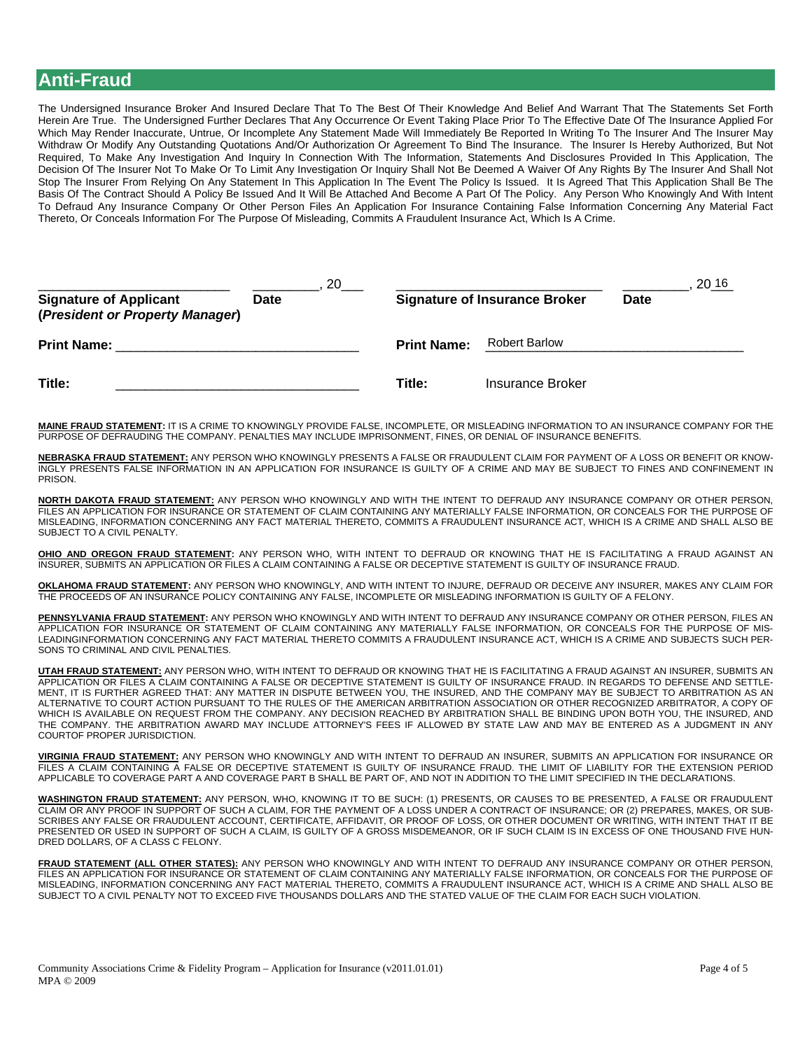## Anti-Fraud

The Undersigned Insurance Broker And Insured Declare That To The Best Of Their Knowledge And Belief And Warrant That The Statements Set Forth Herein Are True. The Undersigned Further Declares That Any Occurrence Or Event Taking Place Prior To The Effective Date Of The Insurance Applied For Which May Render Inaccurate, Untrue, Or Incomplete Any Statement Made Will Immediately Be Reported In Writing To The Insurer And The Insurer May Withdraw Or Modify Any Outstanding Quotations And/Or Authorization Or Agreement To Bind The Insurance. The Insurer Is Hereby Authorized, But Not Required, To Make Any Investigation And Inquiry In Connection With The Information, Statements And Disclosures Provided In This Application, The Decision Of The Insurer Not To Make Or To Limit Any Investigation Or Inquiry Shall Not Be Deemed A Waiver Of Any Rights By The Insurer And Shall Not Stop The Insurer From Relying On Any Statement In This Application In The Event The Policy Is Issued. It Is Agreed That This Application Shall Be The Basis Of The Contract Should A Policy Be Issued And It Will Be Attached And Become A Part Of The Policy. Any Person Who Knowingly And With Intent To Defraud Any Insurance Company Or Other Person Files An Application For Insurance Containing False Information Concerning Any Material Fact Thereto, Or Conceals Information For The Purpose Of Misleading, Commits A Fraudulent Insurance Act, Which Is A Crime.

| | | | |
|---|---|---|---|
| ___________________________ | _________, 20___ | ___________________________ | _________, 20 16 |
| **Signature of Applicant** **(*President or Property Manager*)** | **Date** | **Signature of Insurance Broker** | **Date** |
| **Print Name:** ___________________________ | | **Print Name:** Robert Barlow | |
| **Title:** ___________________________ | | **Title:** Insurance Broker | |

**MAINE FRAUD STATEMENT:** IT IS A CRIME TO KNOWINGLY PROVIDE FALSE, INCOMPLETE, OR MISLEADING INFORMATION TO AN INSURANCE COMPANY FOR THE PURPOSE OF DEFRAUDING THE COMPANY. PENALTIES MAY INCLUDE IMPRISONMENT, FINES, OR DENIAL OF INSURANCE BENEFITS.

**NEBRASKA FRAUD STATEMENT:** ANY PERSON WHO KNOWINGLY PRESENTS A FALSE OR FRAUDULENT CLAIM FOR PAYMENT OF A LOSS OR BENEFIT OR KNOWINGLY PRESENTS FALSE INFORMATION IN AN APPLICATION FOR INSURANCE IS GUILTY OF A CRIME AND MAY BE SUBJECT TO FINES AND CONFINEMENT IN PRISON.

**NORTH DAKOTA FRAUD STATEMENT:** ANY PERSON WHO KNOWINGLY AND WITH THE INTENT TO DEFRAUD ANY INSURANCE COMPANY OR OTHER PERSON, FILES AN APPLICATION FOR INSURANCE OR STATEMENT OF CLAIM CONTAINING ANY MATERIALLY FALSE INFORMATION, OR CONCEALS FOR THE PURPOSE OF MISLEADING, INFORMATION CONCERNING ANY FACT MATERIAL THERETO, COMMITS A FRAUDULENT INSURANCE ACT, WHICH IS A CRIME AND SHALL ALSO BE SUBJECT TO A CIVIL PENALTY.

**OHIO AND OREGON FRAUD STATEMENT:** ANY PERSON WHO, WITH INTENT TO DEFRAUD OR KNOWING THAT HE IS FACILITATING A FRAUD AGAINST AN INSURER, SUBMITS AN APPLICATION OR FILES A CLAIM CONTAINING A FALSE OR DECEPTIVE STATEMENT IS GUILTY OF INSURANCE FRAUD.

**OKLAHOMA FRAUD STATEMENT:** ANY PERSON WHO KNOWINGLY, AND WITH INTENT TO INJURE, DEFRAUD OR DECEIVE ANY INSURER, MAKES ANY CLAIM FOR THE PROCEEDS OF AN INSURANCE POLICY CONTAINING ANY FALSE, INCOMPLETE OR MISLEADING INFORMATION IS GUILTY OF A FELONY.

**PENNSYLVANIA FRAUD STATEMENT:** ANY PERSON WHO KNOWINGLY AND WITH INTENT TO DEFRAUD ANY INSURANCE COMPANY OR OTHER PERSON, FILES AN APPLICATION FOR INSURANCE OR STATEMENT OF CLAIM CONTAINING ANY MATERIALLY FALSE INFORMATION, OR CONCEALS FOR THE PURPOSE OF MISLEADINGINFORMATION CONCERNING ANY FACT MATERIAL THERETO COMMITS A FRAUDULENT INSURANCE ACT, WHICH IS A CRIME AND SUBJECTS SUCH PERSONS TO CRIMINAL AND CIVIL PENALTIES.

**UTAH FRAUD STATEMENT:** ANY PERSON WHO, WITH INTENT TO DEFRAUD OR KNOWING THAT HE IS FACILITATING A FRAUD AGAINST AN INSURER, SUBMITS AN APPLICATION OR FILES A CLAIM CONTAINING A FALSE OR DECEPTIVE STATEMENT IS GUILTY OF INSURANCE FRAUD. IN REGARDS TO DEFENSE AND SETTLEMENT, IT IS FURTHER AGREED THAT: ANY MATTER IN DISPUTE BETWEEN YOU, THE INSURED, AND THE COMPANY MAY BE SUBJECT TO ARBITRATION AS AN ALTERNATIVE TO COURT ACTION PURSUANT TO THE RULES OF THE AMERICAN ARBITRATION ASSOCIATION OR OTHER RECOGNIZED ARBITRATOR, A COPY OF WHICH IS AVAILABLE ON REQUEST FROM THE COMPANY. ANY DECISION REACHED BY ARBITRATION SHALL BE BINDING UPON BOTH YOU, THE INSURED, AND THE COMPANY. THE ARBITRATION AWARD MAY INCLUDE ATTORNEY'S FEES IF ALLOWED BY STATE LAW AND MAY BE ENTERED AS A JUDGMENT IN ANY COURTOF PROPER JURISDICTION.

**VIRGINIA FRAUD STATEMENT:** ANY PERSON WHO KNOWINGLY AND WITH INTENT TO DEFRAUD AN INSURER, SUBMITS AN APPLICATION FOR INSURANCE OR FILES A CLAIM CONTAINING A FALSE OR DECEPTIVE STATEMENT IS GUILTY OF INSURANCE FRAUD. THE LIMIT OF LIABILITY FOR THE EXTENSION PERIOD APPLICABLE TO COVERAGE PART A AND COVERAGE PART B SHALL BE PART OF, AND NOT IN ADDITION TO THE LIMIT SPECIFIED IN THE DECLARATIONS.

**WASHINGTON FRAUD STATEMENT:** ANY PERSON, WHO, KNOWING IT TO BE SUCH: (1) PRESENTS, OR CAUSES TO BE PRESENTED, A FALSE OR FRAUDULENT CLAIM OR ANY PROOF IN SUPPORT OF SUCH A CLAIM, FOR THE PAYMENT OF A LOSS UNDER A CONTRACT OF INSURANCE; OR (2) PREPARES, MAKES, OR SUBSCRIBES ANY FALSE OR FRAUDULENT ACCOUNT, CERTIFICATE, AFFIDAVIT, OR PROOF OF LOSS, OR OTHER DOCUMENT OR WRITING, WITH INTENT THAT IT BE PRESENTED OR USED IN SUPPORT OF SUCH A CLAIM, IS GUILTY OF A GROSS MISDEMEANOR, OR IF SUCH CLAIM IS IN EXCESS OF ONE THOUSAND FIVE HUNDRED DOLLARS, OF A CLASS C FELONY.

**FRAUD STATEMENT (ALL OTHER STATES):** ANY PERSON WHO KNOWINGLY AND WITH INTENT TO DEFRAUD ANY INSURANCE COMPANY OR OTHER PERSON, FILES AN APPLICATION FOR INSURANCE OR STATEMENT OF CLAIM CONTAINING ANY MATERIALLY FALSE INFORMATION, OR CONCEALS FOR THE PURPOSE OF MISLEADING, INFORMATION CONCERNING ANY FACT MATERIAL THERETO, COMMITS A FRAUDULENT INSURANCE ACT, WHICH IS A CRIME AND SHALL ALSO BE SUBJECT TO A CIVIL PENALTY NOT TO EXCEED FIVE THOUSANDS DOLLARS AND THE STATED VALUE OF THE CLAIM FOR EACH SUCH VIOLATION.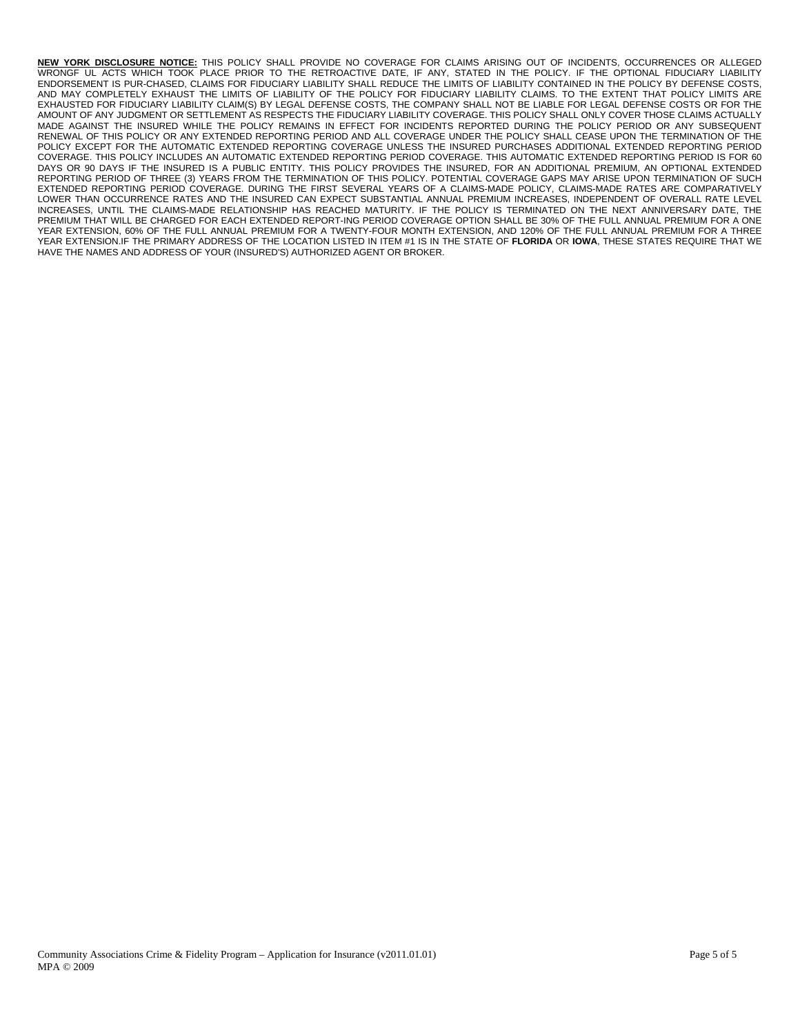**<u>NEW YORK DISCLOSURE NOTICE:</u>** THIS POLICY SHALL PROVIDE NO COVERAGE FOR CLAIMS ARISING OUT OF INCIDENTS, OCCURRENCES OR ALLEGED WRONGF UL ACTS WHICH TOOK PLACE PRIOR TO THE RETROACTIVE DATE, IF ANY, STATED IN THE POLICY. IF THE OPTIONAL FIDUCIARY LIABILITY ENDORSEMENT IS PUR-CHASED, CLAIMS FOR FIDUCIARY LIABILITY SHALL REDUCE THE LIMITS OF LIABILITY CONTAINED IN THE POLICY BY DEFENSE COSTS, AND MAY COMPLETELY EXHAUST THE LIMITS OF LIABILITY OF THE POLICY FOR FIDUCIARY LIABILITY CLAIMS. TO THE EXTENT THAT POLICY LIMITS ARE EXHAUSTED FOR FIDUCIARY LIABILITY CLAIM(S) BY LEGAL DEFENSE COSTS, THE COMPANY SHALL NOT BE LIABLE FOR LEGAL DEFENSE COSTS OR FOR THE AMOUNT OF ANY JUDGMENT OR SETTLEMENT AS RESPECTS THE FIDUCIARY LIABILITY COVERAGE. THIS POLICY SHALL ONLY COVER THOSE CLAIMS ACTUALLY MADE AGAINST THE INSURED WHILE THE POLICY REMAINS IN EFFECT FOR INCIDENTS REPORTED DURING THE POLICY PERIOD OR ANY SUBSEQUENT RENEWAL OF THIS POLICY OR ANY EXTENDED REPORTING PERIOD AND ALL COVERAGE UNDER THE POLICY SHALL CEASE UPON THE TERMINATION OF THE POLICY EXCEPT FOR THE AUTOMATIC EXTENDED REPORTING COVERAGE UNLESS THE INSURED PURCHASES ADDITIONAL EXTENDED REPORTING PERIOD COVERAGE. THIS POLICY INCLUDES AN AUTOMATIC EXTENDED REPORTING PERIOD COVERAGE. THIS AUTOMATIC EXTENDED REPORTING PERIOD IS FOR 60 DAYS OR 90 DAYS IF THE INSURED IS A PUBLIC ENTITY. THIS POLICY PROVIDES THE INSURED, FOR AN ADDITIONAL PREMIUM, AN OPTIONAL EXTENDED REPORTING PERIOD OF THREE (3) YEARS FROM THE TERMINATION OF THIS POLICY. POTENTIAL COVERAGE GAPS MAY ARISE UPON TERMINATION OF SUCH EXTENDED REPORTING PERIOD COVERAGE. DURING THE FIRST SEVERAL YEARS OF A CLAIMS-MADE POLICY, CLAIMS-MADE RATES ARE COMPARATIVELY LOWER THAN OCCURRENCE RATES AND THE INSURED CAN EXPECT SUBSTANTIAL ANNUAL PREMIUM INCREASES, INDEPENDENT OF OVERALL RATE LEVEL INCREASES, UNTIL THE CLAIMS-MADE RELATIONSHIP HAS REACHED MATURITY. IF THE POLICY IS TERMINATED ON THE NEXT ANNIVERSARY DATE, THE PREMIUM THAT WILL BE CHARGED FOR EACH EXTENDED REPORT-ING PERIOD COVERAGE OPTION SHALL BE 30% OF THE FULL ANNUAL PREMIUM FOR A ONE YEAR EXTENSION, 60% OF THE FULL ANNUAL PREMIUM FOR A TWENTY-FOUR MONTH EXTENSION, AND 120% OF THE FULL ANNUAL PREMIUM FOR A THREE YEAR EXTENSION.IF THE PRIMARY ADDRESS OF THE LOCATION LISTED IN ITEM #1 IS IN THE STATE OF **FLORIDA** OR **IOWA**, THESE STATES REQUIRE THAT WE HAVE THE NAMES AND ADDRESS OF YOUR (INSURED'S) AUTHORIZED AGENT OR BROKER.